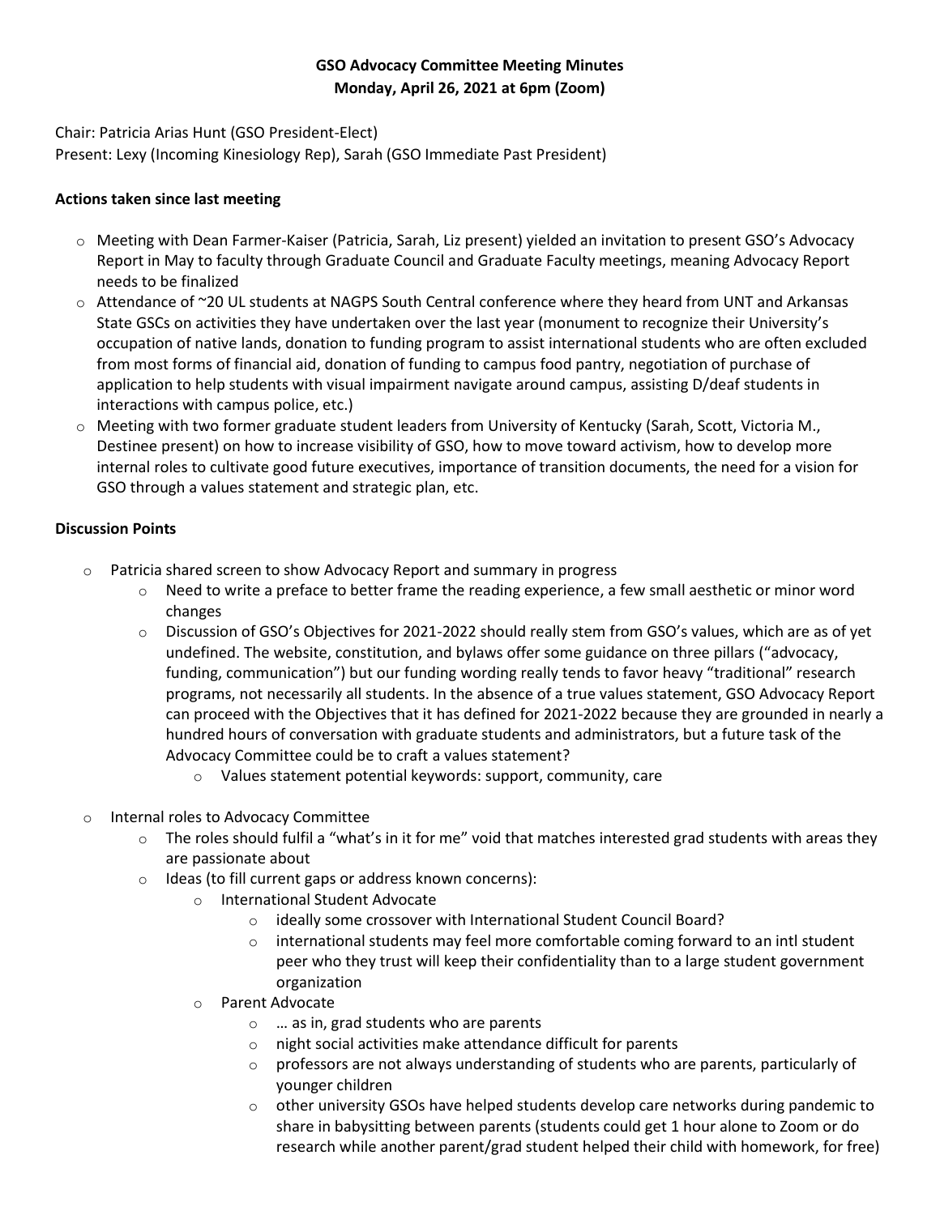**GSO Advocacy Committee Meeting Minutes**
**Monday, April 26, 2021 at 6pm (Zoom)**

Chair: Patricia Arias Hunt (GSO President-Elect)
Present: Lexy (Incoming Kinesiology Rep), Sarah (GSO Immediate Past President)

**Actions taken since last meeting**

- Meeting with Dean Farmer-Kaiser (Patricia, Sarah, Liz present) yielded an invitation to present GSO's Advocacy Report in May to faculty through Graduate Council and Graduate Faculty meetings, meaning Advocacy Report needs to be finalized
- Attendance of ~20 UL students at NAGPS South Central conference where they heard from UNT and Arkansas State GSCs on activities they have undertaken over the last year (monument to recognize their University's occupation of native lands, donation to funding program to assist international students who are often excluded from most forms of financial aid, donation of funding to campus food pantry, negotiation of purchase of application to help students with visual impairment navigate around campus, assisting D/deaf students in interactions with campus police, etc.)
- Meeting with two former graduate student leaders from University of Kentucky (Sarah, Scott, Victoria M., Destinee present) on how to increase visibility of GSO, how to move toward activism, how to develop more internal roles to cultivate good future executives, importance of transition documents, the need for a vision for GSO through a values statement and strategic plan, etc.

**Discussion Points**

- Patricia shared screen to show Advocacy Report and summary in progress
  - Need to write a preface to better frame the reading experience, a few small aesthetic or minor word changes
  - Discussion of GSO's Objectives for 2021-2022 should really stem from GSO's values, which are as of yet undefined. The website, constitution, and bylaws offer some guidance on three pillars ("advocacy, funding, communication") but our funding wording really tends to favor heavy "traditional" research programs, not necessarily all students. In the absence of a true values statement, GSO Advocacy Report can proceed with the Objectives that it has defined for 2021-2022 because they are grounded in nearly a hundred hours of conversation with graduate students and administrators, but a future task of the Advocacy Committee could be to craft a values statement?
    - Values statement potential keywords: support, community, care

- Internal roles to Advocacy Committee
  - The roles should fulfil a "what's in it for me" void that matches interested grad students with areas they are passionate about
  - Ideas (to fill current gaps or address known concerns):
    - International Student Advocate
      - ideally some crossover with International Student Council Board?
      - international students may feel more comfortable coming forward to an intl student peer who they trust will keep their confidentiality than to a large student government organization
    - Parent Advocate
      - … as in, grad students who are parents
      - night social activities make attendance difficult for parents
      - professors are not always understanding of students who are parents, particularly of younger children
      - other university GSOs have helped students develop care networks during pandemic to share in babysitting between parents (students could get 1 hour alone to Zoom or do research while another parent/grad student helped their child with homework, for free)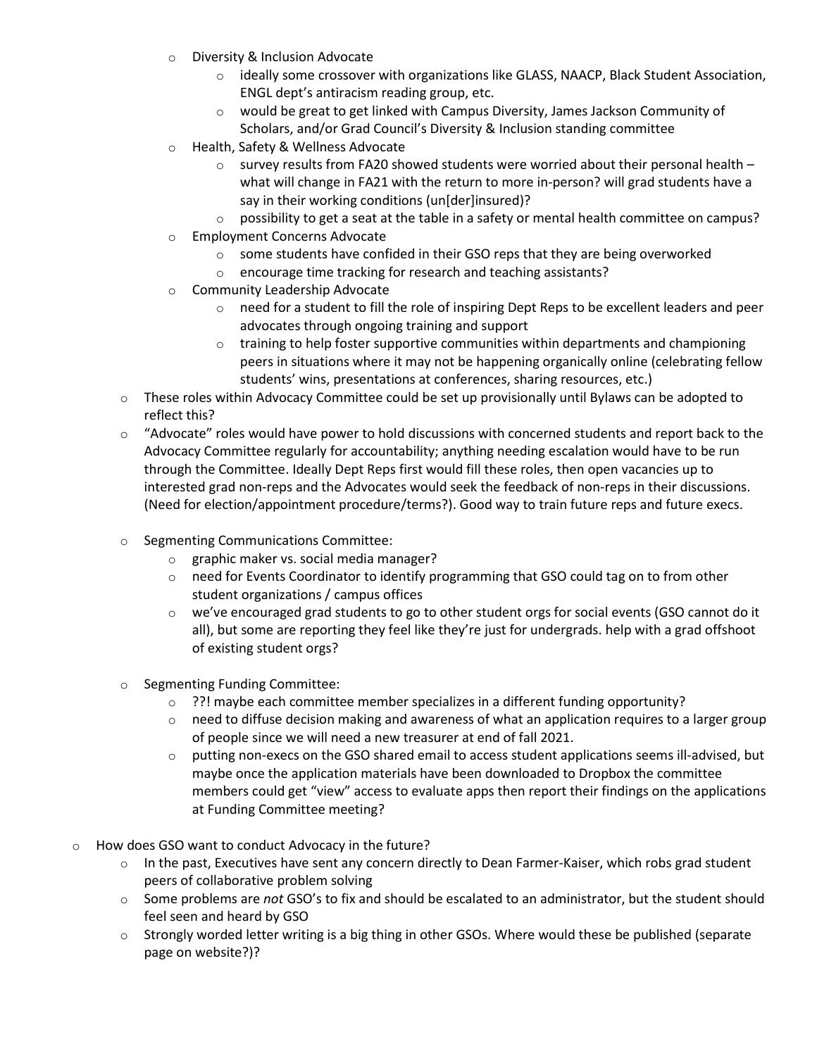- Diversity & Inclusion Advocate
        - ideally some crossover with organizations like GLASS, NAACP, Black Student Association, ENGL dept's antiracism reading group, etc.
        - would be great to get linked with Campus Diversity, James Jackson Community of Scholars, and/or Grad Council's Diversity & Inclusion standing committee
    - Health, Safety & Wellness Advocate
        - survey results from FA20 showed students were worried about their personal health – what will change in FA21 with the return to more in-person? will grad students have a say in their working conditions (un[der]insured)?
        - possibility to get a seat at the table in a safety or mental health committee on campus?
    - Employment Concerns Advocate
        - some students have confided in their GSO reps that they are being overworked
        - encourage time tracking for research and teaching assistants?
    - Community Leadership Advocate
        - need for a student to fill the role of inspiring Dept Reps to be excellent leaders and peer advocates through ongoing training and support
        - training to help foster supportive communities within departments and championing peers in situations where it may not be happening organically online (celebrating fellow students' wins, presentations at conferences, sharing resources, etc.)
  - These roles within Advocacy Committee could be set up provisionally until Bylaws can be adopted to reflect this?
  - "Advocate" roles would have power to hold discussions with concerned students and report back to the Advocacy Committee regularly for accountability; anything needing escalation would have to be run through the Committee. Ideally Dept Reps first would fill these roles, then open vacancies up to interested grad non-reps and the Advocates would seek the feedback of non-reps in their discussions. (Need for election/appointment procedure/terms?). Good way to train future reps and future execs.

  - Segmenting Communications Committee:
    - graphic maker vs. social media manager?
    - need for Events Coordinator to identify programming that GSO could tag on to from other student organizations / campus offices
    - we've encouraged grad students to go to other student orgs for social events (GSO cannot do it all), but some are reporting they feel like they're just for undergrads. help with a grad offshoot of existing student orgs?

  - Segmenting Funding Committee:
    - ??! maybe each committee member specializes in a different funding opportunity?
    - need to diffuse decision making and awareness of what an application requires to a larger group of people since we will need a new treasurer at end of fall 2021.
    - putting non-execs on the GSO shared email to access student applications seems ill-advised, but maybe once the application materials have been downloaded to Dropbox the committee members could get "view" access to evaluate apps then report their findings on the applications at Funding Committee meeting?

- How does GSO want to conduct Advocacy in the future?
  - In the past, Executives have sent any concern directly to Dean Farmer-Kaiser, which robs grad student peers of collaborative problem solving
  - Some problems are *not* GSO's to fix and should be escalated to an administrator, but the student should feel seen and heard by GSO
  - Strongly worded letter writing is a big thing in other GSOs. Where would these be published (separate page on website?)?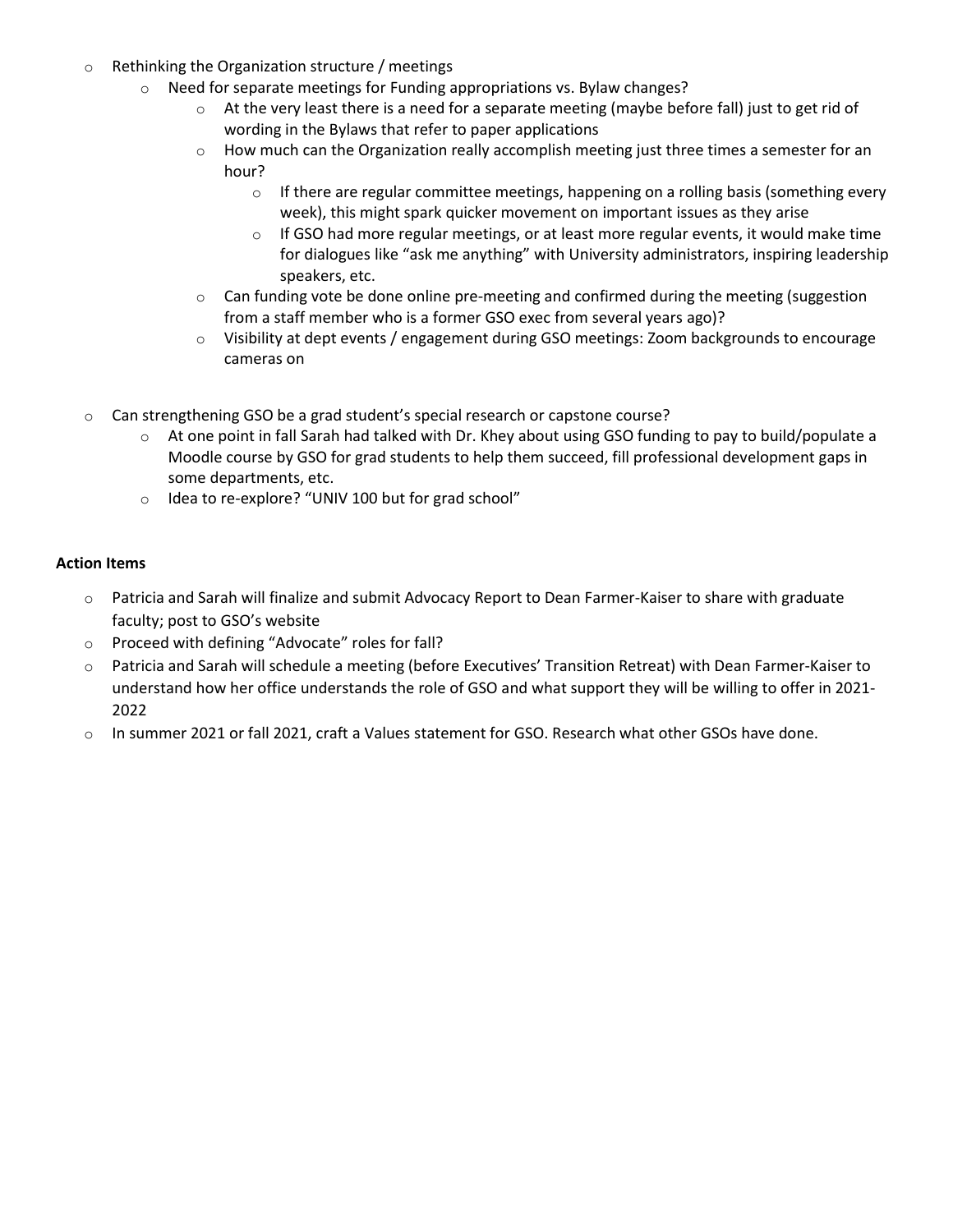- Rethinking the Organization structure / meetings
    - Need for separate meetings for Funding appropriations vs. Bylaw changes?
        - At the very least there is a need for a separate meeting (maybe before fall) just to get rid of wording in the Bylaws that refer to paper applications
        - How much can the Organization really accomplish meeting just three times a semester for an hour?
            - If there are regular committee meetings, happening on a rolling basis (something every week), this might spark quicker movement on important issues as they arise
            - If GSO had more regular meetings, or at least more regular events, it would make time for dialogues like "ask me anything" with University administrators, inspiring leadership speakers, etc.
        - Can funding vote be done online pre-meeting and confirmed during the meeting (suggestion from a staff member who is a former GSO exec from several years ago)?
        - Visibility at dept events / engagement during GSO meetings: Zoom backgrounds to encourage cameras on

- Can strengthening GSO be a grad student's special research or capstone course?
    - At one point in fall Sarah had talked with Dr. Khey about using GSO funding to pay to build/populate a Moodle course by GSO for grad students to help them succeed, fill professional development gaps in some departments, etc.
    - Idea to re-explore? "UNIV 100 but for grad school"

**Action Items**

- Patricia and Sarah will finalize and submit Advocacy Report to Dean Farmer-Kaiser to share with graduate faculty; post to GSO's website
- Proceed with defining "Advocate" roles for fall?
- Patricia and Sarah will schedule a meeting (before Executives' Transition Retreat) with Dean Farmer-Kaiser to understand how her office understands the role of GSO and what support they will be willing to offer in 2021-2022
- In summer 2021 or fall 2021, craft a Values statement for GSO. Research what other GSOs have done.